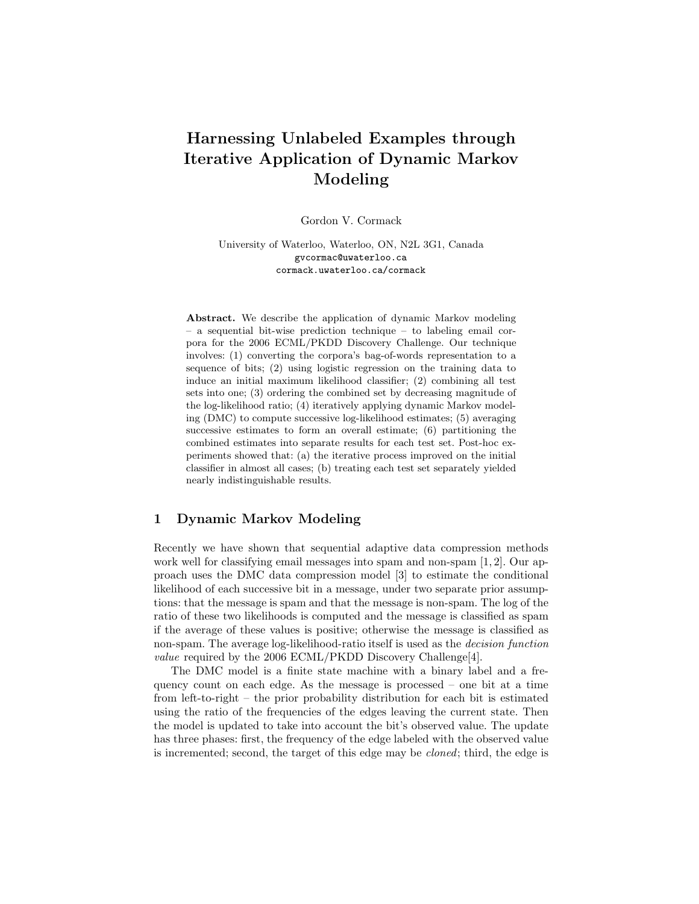# Harnessing Unlabeled Examples through Iterative Application of Dynamic Markov Modeling

Gordon V. Cormack

University of Waterloo, Waterloo, ON, N2L 3G1, Canada
gvcormac@uwaterloo.ca
cormack.uwaterloo.ca/cormack

**Abstract.** We describe the application of dynamic Markov modeling – a sequential bit-wise prediction technique – to labeling email corpora for the 2006 ECML/PKDD Discovery Challenge. Our technique involves: (1) converting the corpora's bag-of-words representation to a sequence of bits; (2) using logistic regression on the training data to induce an initial maximum likelihood classifier; (2) combining all test sets into one; (3) ordering the combined set by decreasing magnitude of the log-likelihood ratio; (4) iteratively applying dynamic Markov modeling (DMC) to compute successive log-likelihood estimates; (5) averaging successive estimates to form an overall estimate; (6) partitioning the combined estimates into separate results for each test set. Post-hoc experiments showed that: (a) the iterative process improved on the initial classifier in almost all cases; (b) treating each test set separately yielded nearly indistinguishable results.

## 1 Dynamic Markov Modeling

Recently we have shown that sequential adaptive data compression methods work well for classifying email messages into spam and non-spam [1, 2]. Our approach uses the DMC data compression model [3] to estimate the conditional likelihood of each successive bit in a message, under two separate prior assumptions: that the message is spam and that the message is non-spam. The log of the ratio of these two likelihoods is computed and the message is classified as spam if the average of these values is positive; otherwise the message is classified as non-spam. The average log-likelihood-ratio itself is used as the *decision function value* required by the 2006 ECML/PKDD Discovery Challenge[4].

The DMC model is a finite state machine with a binary label and a frequency count on each edge. As the message is processed – one bit at a time from left-to-right – the prior probability distribution for each bit is estimated using the ratio of the frequencies of the edges leaving the current state. Then the model is updated to take into account the bit's observed value. The update has three phases: first, the frequency of the edge labeled with the observed value is incremented; second, the target of this edge may be *cloned*; third, the edge is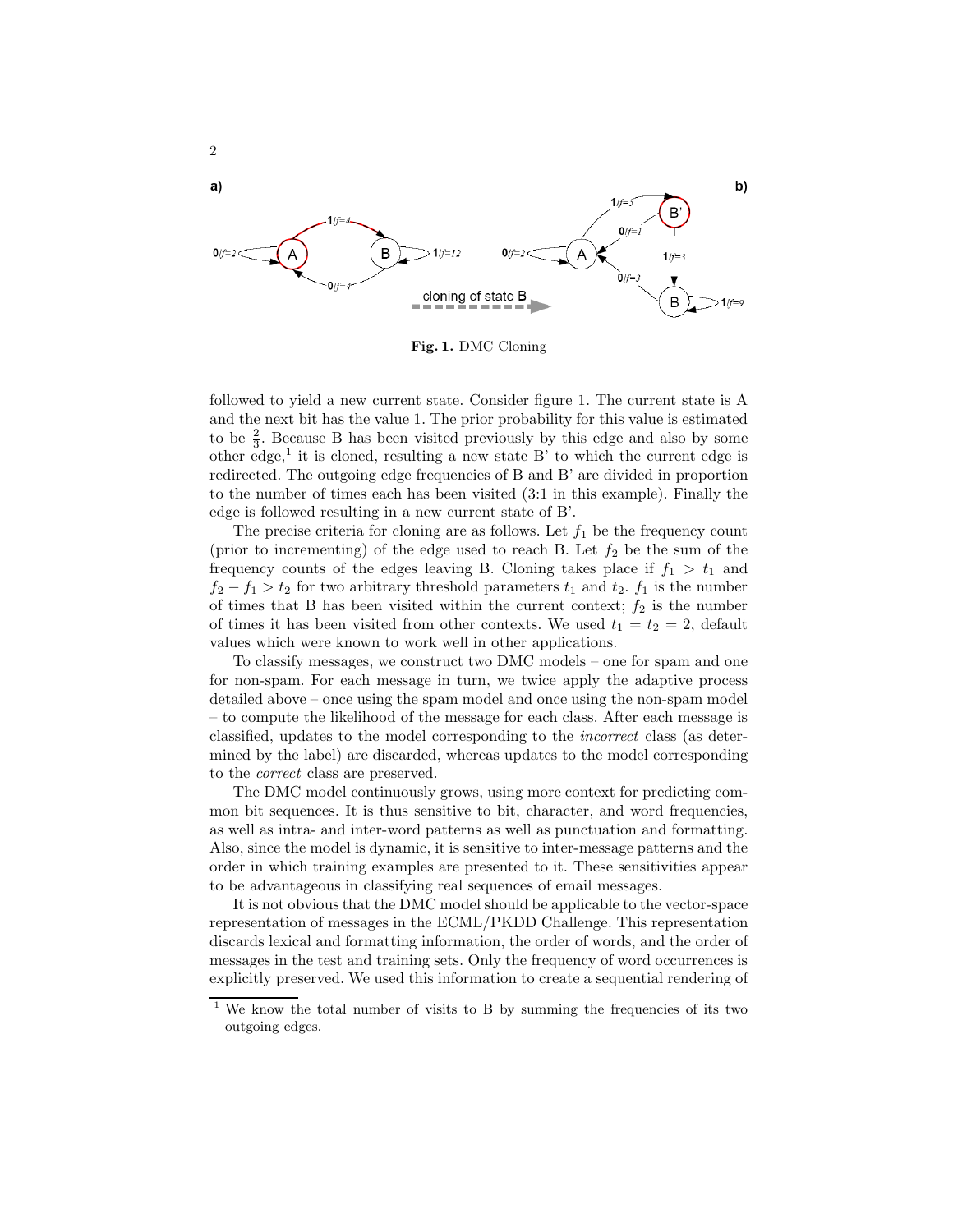Fig. 1. DMC Cloning

followed to yield a new current state. Consider figure 1. The current state is A and the next bit has the value 1. The prior probability for this value is estimated to be $\frac{2}{3}$. Because B has been visited previously by this edge and also by some other edge,[1] it is cloned, resulting a new state B' to which the current edge is redirected. The outgoing edge frequencies of B and B' are divided in proportion to the number of times each has been visited (3:1 in this example). Finally the edge is followed resulting in a new current state of B'.

The precise criteria for cloning are as follows. Let $f_1$ be the frequency count (prior to incrementing) of the edge used to reach B. Let $f_2$ be the sum of the frequency counts of the edges leaving B. Cloning takes place if $f_1 > t_1$ and $f_2 - f_1 > t_2$ for two arbitrary threshold parameters $t_1$ and $t_2$. $f_1$ is the number of times that B has been visited within the current context; $f_2$ is the number of times it has been visited from other contexts. We used $t_1 = t_2 = 2$, default values which were known to work well in other applications.

To classify messages, we construct two DMC models – one for spam and one for non-spam. For each message in turn, we twice apply the adaptive process detailed above – once using the spam model and once using the non-spam model – to compute the likelihood of the message for each class. After each message is classified, updates to the model corresponding to the *incorrect* class (as determined by the label) are discarded, whereas updates to the model corresponding to the *correct* class are preserved.

The DMC model continuously grows, using more context for predicting common bit sequences. It is thus sensitive to bit, character, and word frequencies, as well as intra- and inter-word patterns as well as punctuation and formatting. Also, since the model is dynamic, it is sensitive to inter-message patterns and the order in which training examples are presented to it. These sensitivities appear to be advantageous in classifying real sequences of email messages.

It is not obvious that the DMC model should be applicable to the vector-space representation of messages in the ECML/PKDD Challenge. This representation discards lexical and formatting information, the order of words, and the order of messages in the test and training sets. Only the frequency of word occurrences is explicitly preserved. We used this information to create a sequential rendering of

[1] We know the total number of visits to B by summing the frequencies of its two outgoing edges.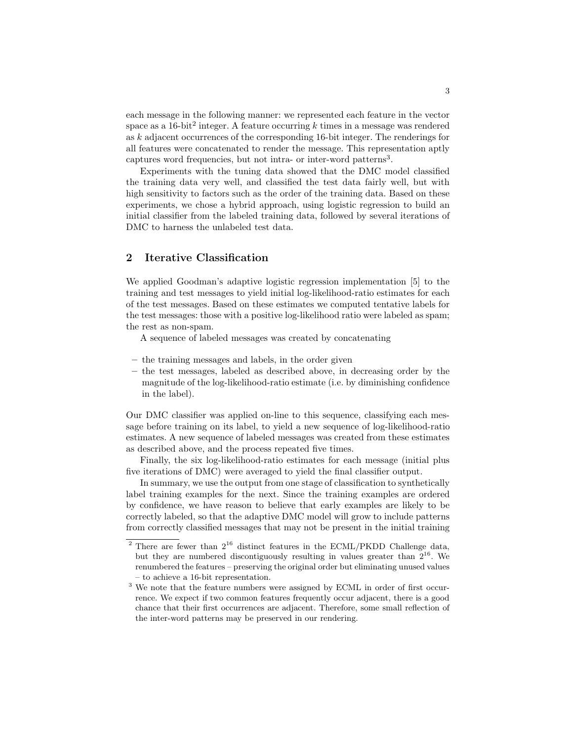each message in the following manner: we represented each feature in the vector space as a 16-bit[2] integer. A feature occurring $k$ times in a message was rendered as $k$ adjacent occurrences of the corresponding 16-bit integer. The renderings for all features were concatenated to render the message. This representation aptly captures word frequencies, but not intra- or inter-word patterns[3].

Experiments with the tuning data showed that the DMC model classified the training data very well, and classified the test data fairly well, but with high sensitivity to factors such as the order of the training data. Based on these experiments, we chose a hybrid approach, using logistic regression to build an initial classifier from the labeled training data, followed by several iterations of DMC to harness the unlabeled test data.

## 2 Iterative Classification

We applied Goodman's adaptive logistic regression implementation [5] to the training and test messages to yield initial log-likelihood-ratio estimates for each of the test messages. Based on these estimates we computed tentative labels for the test messages: those with a positive log-likelihood ratio were labeled as spam; the rest as non-spam.

A sequence of labeled messages was created by concatenating

- the training messages and labels, in the order given
- the test messages, labeled as described above, in decreasing order by the magnitude of the log-likelihood-ratio estimate (i.e. by diminishing confidence in the label).

Our DMC classifier was applied on-line to this sequence, classifying each message before training on its label, to yield a new sequence of log-likelihood-ratio estimates. A new sequence of labeled messages was created from these estimates as described above, and the process repeated five times.

Finally, the six log-likelihood-ratio estimates for each message (initial plus five iterations of DMC) were averaged to yield the final classifier output.

In summary, we use the output from one stage of classification to synthetically label training examples for the next. Since the training examples are ordered by confidence, we have reason to believe that early examples are likely to be correctly labeled, so that the adaptive DMC model will grow to include patterns from correctly classified messages that may not be present in the initial training

[2] There are fewer than $2^{16}$ distinct features in the ECML/PKDD Challenge data, but they are numbered discontiguously resulting in values greater than $2^{16}$. We renumbered the features – preserving the original order but eliminating unused values – to achieve a 16-bit representation.

[3] We note that the feature numbers were assigned by ECML in order of first occurrence. We expect if two common features frequently occur adjacent, there is a good chance that their first occurrences are adjacent. Therefore, some small reflection of the inter-word patterns may be preserved in our rendering.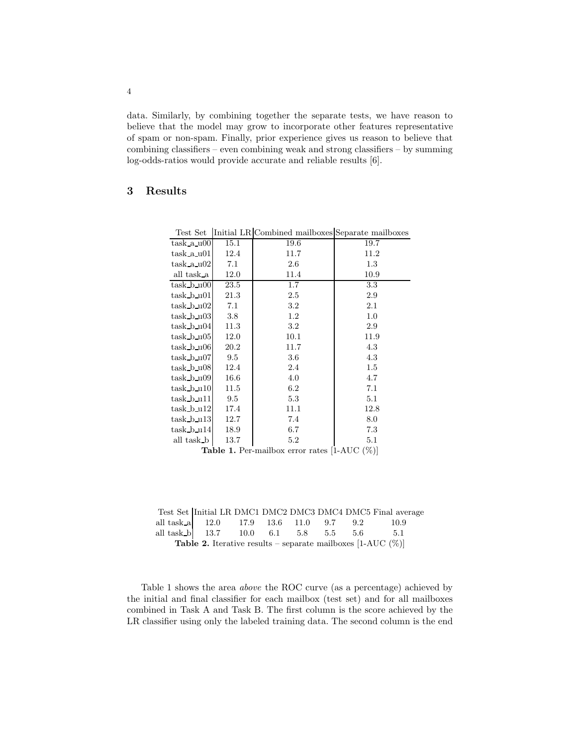data. Similarly, by combining together the separate tests, we have reason to believe that the model may grow to incorporate other features representative of spam or non-spam. Finally, prior experience gives us reason to believe that combining classifiers – even combining weak and strong classifiers – by summing log-odds-ratios would provide accurate and reliable results [6].

## 3 Results

| Test Set | Initial LR | Combined mailboxes | Separate mailboxes |
|---|---|---|---|
| task_a_u00 | 15.1 | 19.6 | 19.7 |
| task_a_u01 | 12.4 | 11.7 | 11.2 |
| task_a_u02 | 7.1 | 2.6 | 1.3 |
| all task_a | 12.0 | 11.4 | 10.9 |
| task_b_u00 | 23.5 | 1.7 | 3.3 |
| task_b_u01 | 21.3 | 2.5 | 2.9 |
| task_b_u02 | 7.1 | 3.2 | 2.1 |
| task_b_u03 | 3.8 | 1.2 | 1.0 |
| task_b_u04 | 11.3 | 3.2 | 2.9 |
| task_b_u05 | 12.0 | 10.1 | 11.9 |
| task_b_u06 | 20.2 | 11.7 | 4.3 |
| task_b_u07 | 9.5 | 3.6 | 4.3 |
| task_b_u08 | 12.4 | 2.4 | 1.5 |
| task_b_u09 | 16.6 | 4.0 | 4.7 |
| task_b_u10 | 11.5 | 6.2 | 7.1 |
| task_b_u11 | 9.5 | 5.3 | 5.1 |
| task_b_u12 | 17.4 | 11.1 | 12.8 |
| task_b_u13 | 12.7 | 7.4 | 8.0 |
| task_b_u14 | 18.9 | 6.7 | 7.3 |
| all task_b | 13.7 | 5.2 | 5.1 |

**Table 1.** Per-mailbox error rates [1-AUC (%)]

| Test Set | Initial LR | DMC1 | DMC2 | DMC3 | DMC4 | DMC5 | Final average |
|---|---|---|---|---|---|---|---|
| all task_a | 12.0 | 17.9 | 13.6 | 11.0 | 9.7 | 9.2 | 10.9 |
| all task_b | 13.7 | 10.0 | 6.1 | 5.8 | 5.5 | 5.6 | 5.1 |

**Table 2.** Iterative results – separate mailboxes [1-AUC (%)]

Table 1 shows the area *above* the ROC curve (as a percentage) achieved by the initial and final classifier for each mailbox (test set) and for all mailboxes combined in Task A and Task B. The first column is the score achieved by the LR classifier using only the labeled training data. The second column is the end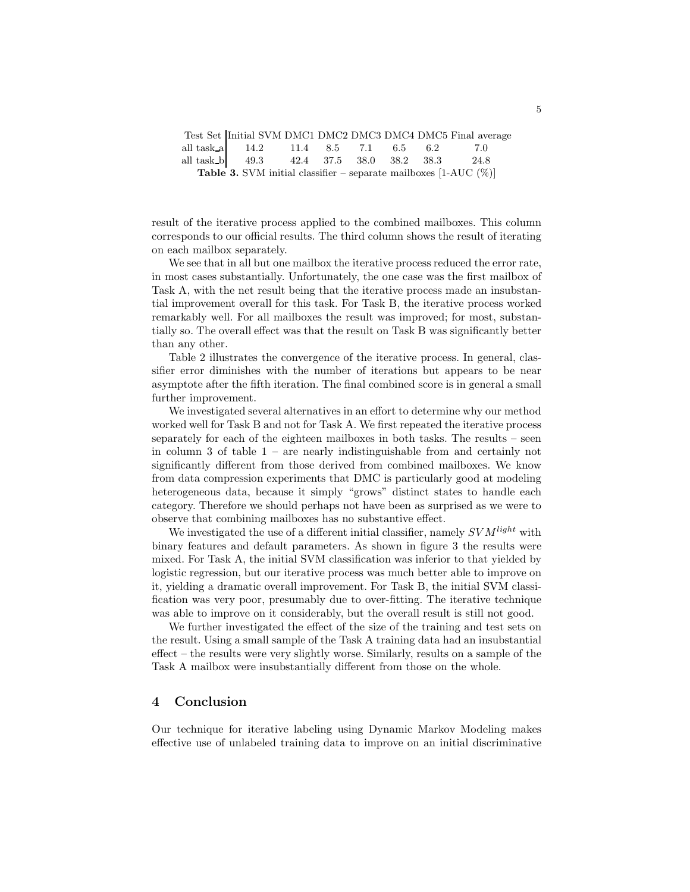| Test Set | Initial SVM | DMC1 | DMC2 | DMC3 | DMC4 | DMC5 | Final average |
|---|---|---|---|---|---|---|---|
| all task_a | 14.2 | 11.4 | 8.5 | 7.1 | 6.5 | 6.2 | 7.0 |
| all task_b | 49.3 | 42.4 | 37.5 | 38.0 | 38.2 | 38.3 | 24.8 |

**Table 3.** SVM initial classifier – separate mailboxes [1-AUC (%)]

result of the iterative process applied to the combined mailboxes. This column corresponds to our official results. The third column shows the result of iterating on each mailbox separately.

We see that in all but one mailbox the iterative process reduced the error rate, in most cases substantially. Unfortunately, the one case was the first mailbox of Task A, with the net result being that the iterative process made an insubstantial improvement overall for this task. For Task B, the iterative process worked remarkably well. For all mailboxes the result was improved; for most, substantially so. The overall effect was that the result on Task B was significantly better than any other.

Table 2 illustrates the convergence of the iterative process. In general, classifier error diminishes with the number of iterations but appears to be near asymptote after the fifth iteration. The final combined score is in general a small further improvement.

We investigated several alternatives in an effort to determine why our method worked well for Task B and not for Task A. We first repeated the iterative process separately for each of the eighteen mailboxes in both tasks. The results – seen in column 3 of table 1 – are nearly indistinguishable from and certainly not significantly different from those derived from combined mailboxes. We know from data compression experiments that DMC is particularly good at modeling heterogeneous data, because it simply "grows" distinct states to handle each category. Therefore we should perhaps not have been as surprised as we were to observe that combining mailboxes has no substantive effect.

We investigated the use of a different initial classifier, namely $SVM^{light}$ with binary features and default parameters. As shown in figure 3 the results were mixed. For Task A, the initial SVM classification was inferior to that yielded by logistic regression, but our iterative process was much better able to improve on it, yielding a dramatic overall improvement. For Task B, the initial SVM classification was very poor, presumably due to over-fitting. The iterative technique was able to improve on it considerably, but the overall result is still not good.

We further investigated the effect of the size of the training and test sets on the result. Using a small sample of the Task A training data had an insubstantial effect – the results were very slightly worse. Similarly, results on a sample of the Task A mailbox were insubstantially different from those on the whole.

## 4 Conclusion

Our technique for iterative labeling using Dynamic Markov Modeling makes effective use of unlabeled training data to improve on an initial discriminative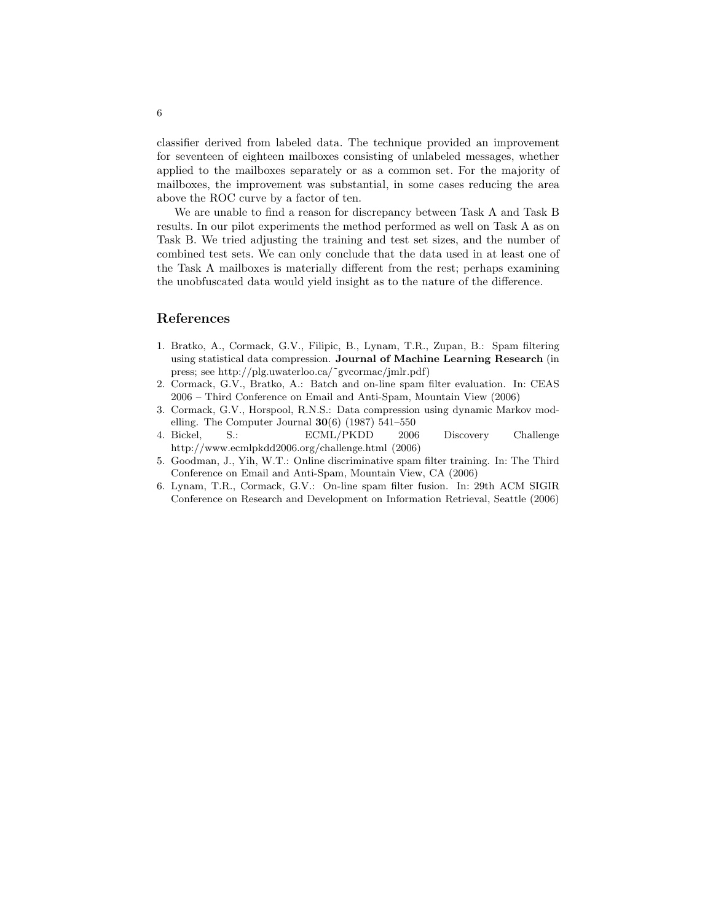classifier derived from labeled data. The technique provided an improvement for seventeen of eighteen mailboxes consisting of unlabeled messages, whether applied to the mailboxes separately or as a common set. For the majority of mailboxes, the improvement was substantial, in some cases reducing the area above the ROC curve by a factor of ten.

We are unable to find a reason for discrepancy between Task A and Task B results. In our pilot experiments the method performed as well on Task A as on Task B. We tried adjusting the training and test set sizes, and the number of combined test sets. We can only conclude that the data used in at least one of the Task A mailboxes is materially different from the rest; perhaps examining the unobfuscated data would yield insight as to the nature of the difference.

## References

1. Bratko, A., Cormack, G.V., Filipic, B., Lynam, T.R., Zupan, B.: Spam filtering using statistical data compression. **Journal of Machine Learning Research** (in press; see http://plg.uwaterloo.ca/˜gvcormac/jmlr.pdf)
2. Cormack, G.V., Bratko, A.: Batch and on-line spam filter evaluation. In: CEAS 2006 – Third Conference on Email and Anti-Spam, Mountain View (2006)
3. Cormack, G.V., Horspool, R.N.S.: Data compression using dynamic Markov modelling. The Computer Journal **30**(6) (1987) 541–550
4. Bickel, S.: ECML/PKDD 2006 Discovery Challenge http://www.ecmlpkdd2006.org/challenge.html (2006)
5. Goodman, J., Yih, W.T.: Online discriminative spam filter training. In: The Third Conference on Email and Anti-Spam, Mountain View, CA (2006)
6. Lynam, T.R., Cormack, G.V.: On-line spam filter fusion. In: 29th ACM SIGIR Conference on Research and Development on Information Retrieval, Seattle (2006)